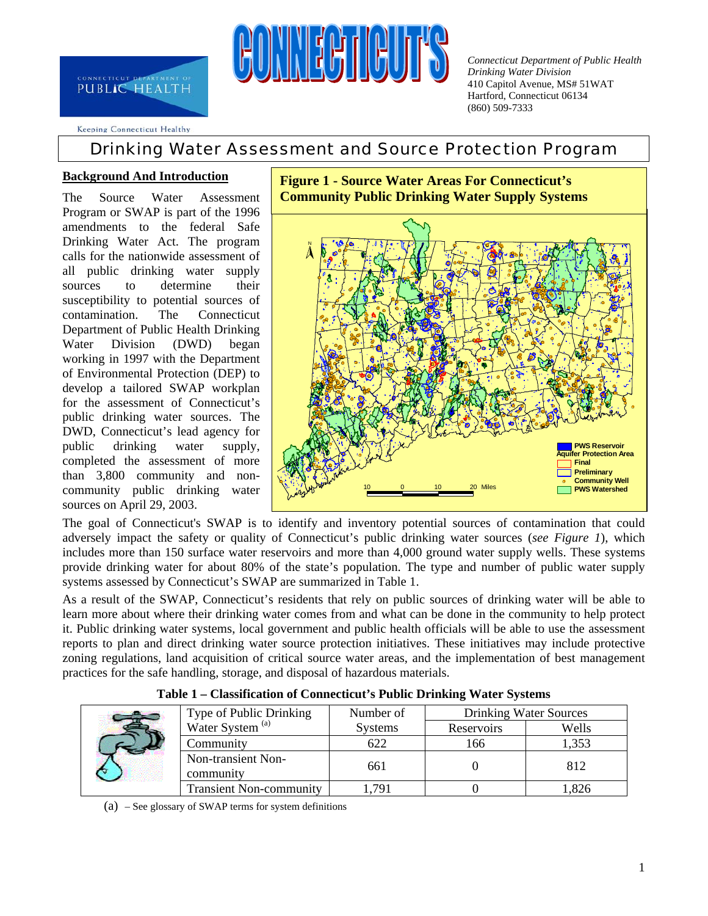CONNECTICUT'S

CONNECTICUT DEPARTMENT OF PUBLIC HEALTH

Keeping Connecticut Healthy

*Connecticut Department of Public Health*
*Drinking Water Division*
410 Capitol Avenue, MS# 51WAT
Hartford, Connecticut 06134
(860) 509-7333

# Drinking Water Assessment and Source Protection Program

## Background And Introduction

The Source Water Assessment Program or SWAP is part of the 1996 amendments to the federal Safe Drinking Water Act. The program calls for the nationwide assessment of all public drinking water supply sources to determine their susceptibility to potential sources of contamination. The Connecticut Department of Public Health Drinking Water Division (DWD) began working in 1997 with the Department of Environmental Protection (DEP) to develop a tailored SWAP workplan for the assessment of Connecticut's public drinking water sources. The DWD, Connecticut's lead agency for public drinking water supply, completed the assessment of more than 3,800 community and non-community public drinking water sources on April 29, 2003.

**Figure 1 - Source Water Areas For Connecticut's Community Public Drinking Water Supply Systems**

The goal of Connecticut's SWAP is to identify and inventory potential sources of contamination that could adversely impact the safety or quality of Connecticut's public drinking water sources (*see Figure 1*), which includes more than 150 surface water reservoirs and more than 4,000 ground water supply wells. These systems provide drinking water for about 80% of the state's population. The type and number of public water supply systems assessed by Connecticut's SWAP are summarized in Table 1.

As a result of the SWAP, Connecticut's residents that rely on public sources of drinking water will be able to learn more about where their drinking water comes from and what can be done in the community to help protect it. Public drinking water systems, local government and public health officials will be able to use the assessment reports to plan and direct drinking water source protection initiatives. These initiatives may include protective zoning regulations, land acquisition of critical source water areas, and the implementation of best management practices for the safe handling, storage, and disposal of hazardous materials.

**Table 1 – Classification of Connecticut's Public Drinking Water Systems**

| Type of Public Drinking Water System [(a)] | Number of Systems | Drinking Water Sources | |
|---|---|---|---|
| | | Reservoirs | Wells |
| Community | 622 | 166 | 1,353 |
| Non-transient Non-community | 661 | 0 | 812 |
| Transient Non-community | 1,791 | 0 | 1,826 |

(a) – See glossary of SWAP terms for system definitions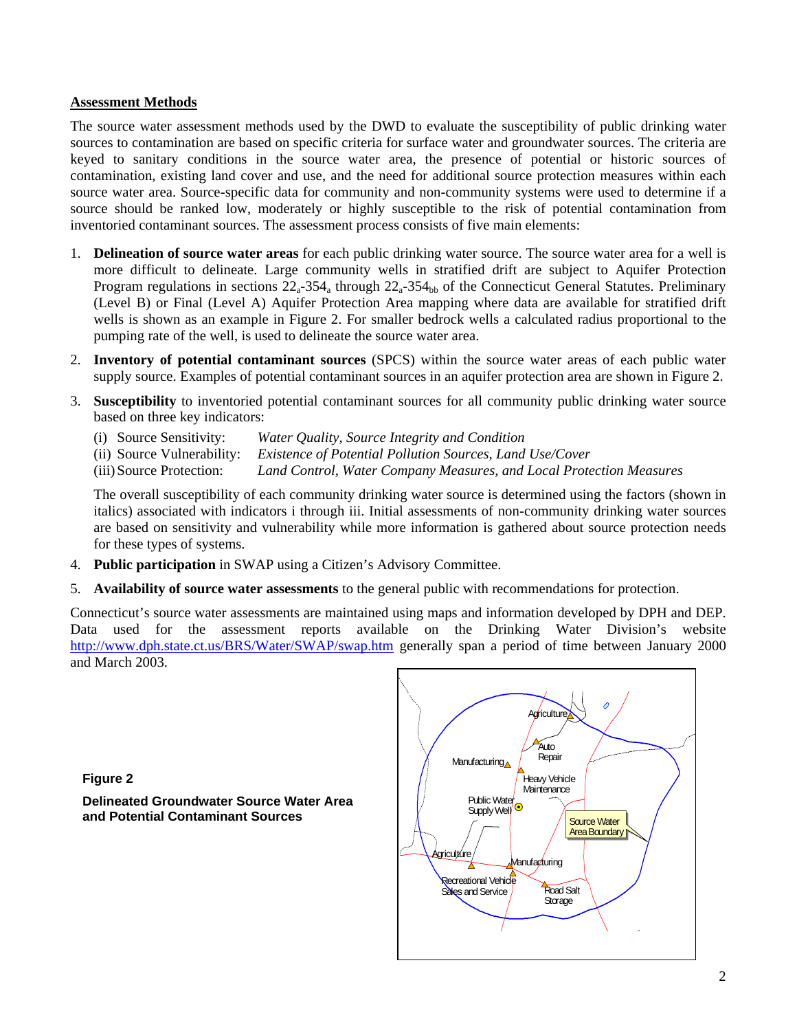## Assessment Methods

The source water assessment methods used by the DWD to evaluate the susceptibility of public drinking water sources to contamination are based on specific criteria for surface water and groundwater sources. The criteria are keyed to sanitary conditions in the source water area, the presence of potential or historic sources of contamination, existing land cover and use, and the need for additional source protection measures within each source water area. Source-specific data for community and non-community systems were used to determine if a source should be ranked low, moderately or highly susceptible to the risk of potential contamination from inventoried contaminant sources. The assessment process consists of five main elements:

1. **Delineation of source water areas** for each public drinking water source. The source water area for a well is more difficult to delineate. Large community wells in stratified drift are subject to Aquifer Protection Program regulations in sections $22_a$-$354_a$ through $22_a$-$354_{bb}$ of the Connecticut General Statutes. Preliminary (Level B) or Final (Level A) Aquifer Protection Area mapping where data are available for stratified drift wells is shown as an example in Figure 2. For smaller bedrock wells a calculated radius proportional to the pumping rate of the well, is used to delineate the source water area.

2. **Inventory of potential contaminant sources** (SPCS) within the source water areas of each public water supply source. Examples of potential contaminant sources in an aquifer protection area are shown in Figure 2.

3. **Susceptibility** to inventoried potential contaminant sources for all community public drinking water source based on three key indicators:

   (i) Source Sensitivity: *Water Quality, Source Integrity and Condition*
   (ii) Source Vulnerability: *Existence of Potential Pollution Sources, Land Use/Cover*
   (iii) Source Protection: *Land Control, Water Company Measures, and Local Protection Measures*

   The overall susceptibility of each community drinking water source is determined using the factors (shown in italics) associated with indicators i through iii. Initial assessments of non-community drinking water sources are based on sensitivity and vulnerability while more information is gathered about source protection needs for these types of systems.

4. **Public participation** in SWAP using a Citizen's Advisory Committee.

5. **Availability of source water assessments** to the general public with recommendations for protection.

Connecticut's source water assessments are maintained using maps and information developed by DPH and DEP. Data used for the assessment reports available on the Drinking Water Division's website http://www.dph.state.ct.us/BRS/Water/SWAP/swap.htm generally span a period of time between January 2000 and March 2003.

**Figure 2**

**Delineated Groundwater Source Water Area and Potential Contaminant Sources**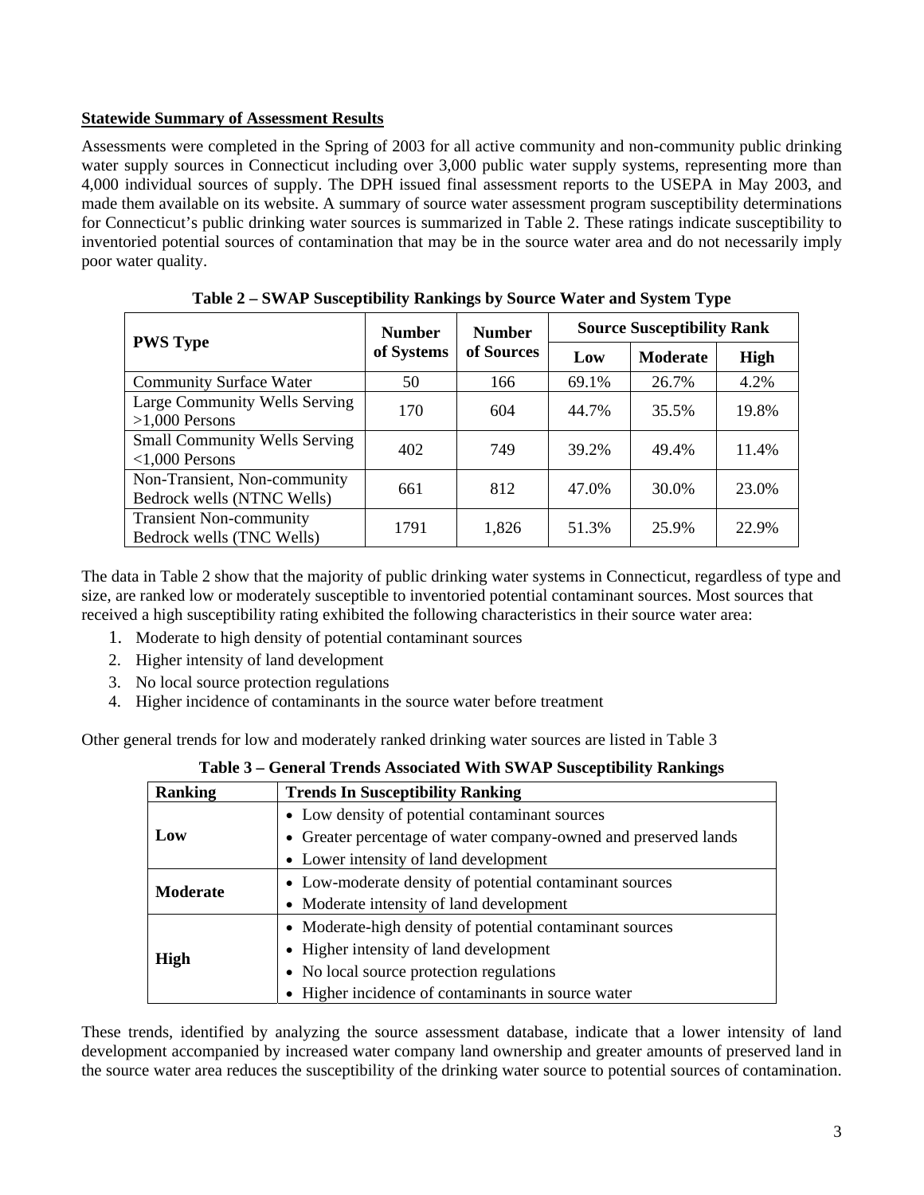**Statewide Summary of Assessment Results**

Assessments were completed in the Spring of 2003 for all active community and non-community public drinking water supply sources in Connecticut including over 3,000 public water supply systems, representing more than 4,000 individual sources of supply. The DPH issued final assessment reports to the USEPA in May 2003, and made them available on its website. A summary of source water assessment program susceptibility determinations for Connecticut's public drinking water sources is summarized in Table 2. These ratings indicate susceptibility to inventoried potential sources of contamination that may be in the source water area and do not necessarily imply poor water quality.

**Table 2 – SWAP Susceptibility Rankings by Source Water and System Type**

| PWS Type | Number of Systems | Number of Sources | Source Susceptibility Rank | | |
|---|---|---|---|---|---|
| | | | Low | Moderate | High |
| Community Surface Water | 50 | 166 | 69.1% | 26.7% | 4.2% |
| Large Community Wells Serving >1,000 Persons | 170 | 604 | 44.7% | 35.5% | 19.8% |
| Small Community Wells Serving <1,000 Persons | 402 | 749 | 39.2% | 49.4% | 11.4% |
| Non-Transient, Non-community Bedrock wells (NTNC Wells) | 661 | 812 | 47.0% | 30.0% | 23.0% |
| Transient Non-community Bedrock wells (TNC Wells) | 1791 | 1,826 | 51.3% | 25.9% | 22.9% |

The data in Table 2 show that the majority of public drinking water systems in Connecticut, regardless of type and size, are ranked low or moderately susceptible to inventoried potential contaminant sources. Most sources that received a high susceptibility rating exhibited the following characteristics in their source water area:

1. Moderate to high density of potential contaminant sources
2. Higher intensity of land development
3. No local source protection regulations
4. Higher incidence of contaminants in the source water before treatment

Other general trends for low and moderately ranked drinking water sources are listed in Table 3

**Table 3 – General Trends Associated With SWAP Susceptibility Rankings**

| Ranking | Trends In Susceptibility Ranking |
|---|---|
| **Low** | • Low density of potential contaminant sources<br>• Greater percentage of water company-owned and preserved lands<br>• Lower intensity of land development |
| **Moderate** | • Low-moderate density of potential contaminant sources<br>• Moderate intensity of land development |
| **High** | • Moderate-high density of potential contaminant sources<br>• Higher intensity of land development<br>• No local source protection regulations<br>• Higher incidence of contaminants in source water |

These trends, identified by analyzing the source assessment database, indicate that a lower intensity of land development accompanied by increased water company land ownership and greater amounts of preserved land in the source water area reduces the susceptibility of the drinking water source to potential sources of contamination.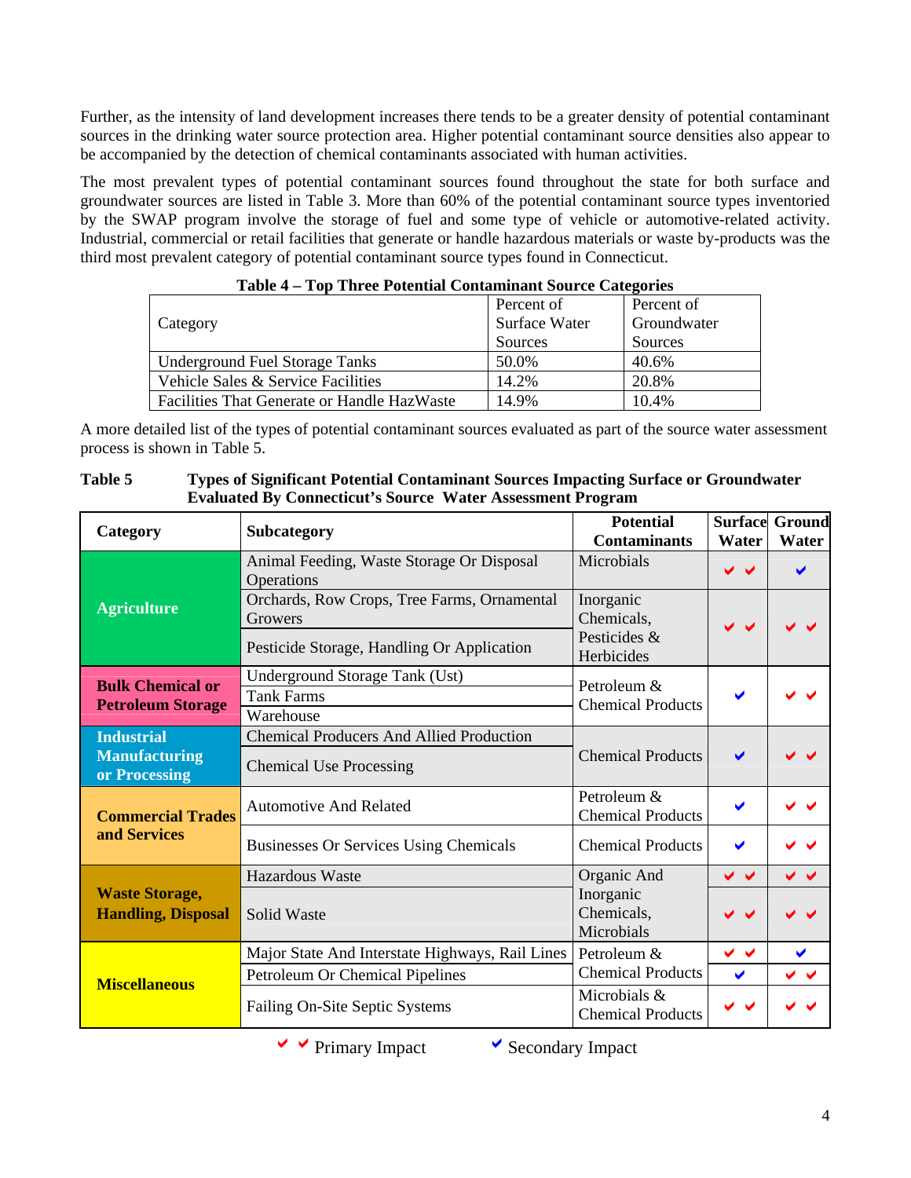Further, as the intensity of land development increases there tends to be a greater density of potential contaminant sources in the drinking water source protection area. Higher potential contaminant source densities also appear to be accompanied by the detection of chemical contaminants associated with human activities.

The most prevalent types of potential contaminant sources found throughout the state for both surface and groundwater sources are listed in Table 3. More than 60% of the potential contaminant source types inventoried by the SWAP program involve the storage of fuel and some type of vehicle or automotive-related activity. Industrial, commercial or retail facilities that generate or handle hazardous materials or waste by-products was the third most prevalent category of potential contaminant source types found in Connecticut.

**Table 4 – Top Three Potential Contaminant Source Categories**

| Category | Percent of Surface Water Sources | Percent of Groundwater Sources |
|---|---|---|
| Underground Fuel Storage Tanks | 50.0% | 40.6% |
| Vehicle Sales & Service Facilities | 14.2% | 20.8% |
| Facilities That Generate or Handle HazWaste | 14.9% | 10.4% |

A more detailed list of the types of potential contaminant sources evaluated as part of the source water assessment process is shown in Table 5.

**Table 5 Types of Significant Potential Contaminant Sources Impacting Surface or Groundwater Evaluated By Connecticut's Source Water Assessment Program**

| Category | Subcategory | Potential Contaminants | Surface Water | Ground Water |
|---|---|---|---|---|
| Agriculture | Animal Feeding, Waste Storage Or Disposal Operations | Microbials | ✔✔ | ✔ |
| | Orchards, Row Crops, Tree Farms, Ornamental Growers | Inorganic Chemicals, Pesticides & Herbicides | ✔✔ | ✔✔ |
| | Pesticide Storage, Handling Or Application | | | |
| Bulk Chemical or Petroleum Storage | Underground Storage Tank (Ust) | Petroleum & Chemical Products | ✔ | ✔✔ |
| | Tank Farms | | | |
| | Warehouse | | | |
| Industrial Manufacturing or Processing | Chemical Producers And Allied Production | Chemical Products | ✔ | ✔✔ |
| | Chemical Use Processing | | | |
| Commercial Trades and Services | Automotive And Related | Petroleum & Chemical Products | ✔ | ✔✔ |
| | Businesses Or Services Using Chemicals | Chemical Products | ✔ | ✔✔ |
| Waste Storage, Handling, Disposal | Hazardous Waste | Organic And Inorganic Chemicals, Microbials | ✔✔ | ✔✔ |
| | Solid Waste | | ✔✔ | ✔✔ |
| Miscellaneous | Major State And Interstate Highways, Rail Lines | Petroleum & Chemical Products | ✔✔ | ✔ |
| | Petroleum Or Chemical Pipelines | | ✔ | ✔✔ |
| | Failing On-Site Septic Systems | Microbials & Chemical Products | ✔✔ | ✔✔ |

✔✔ Primary Impact ✔ Secondary Impact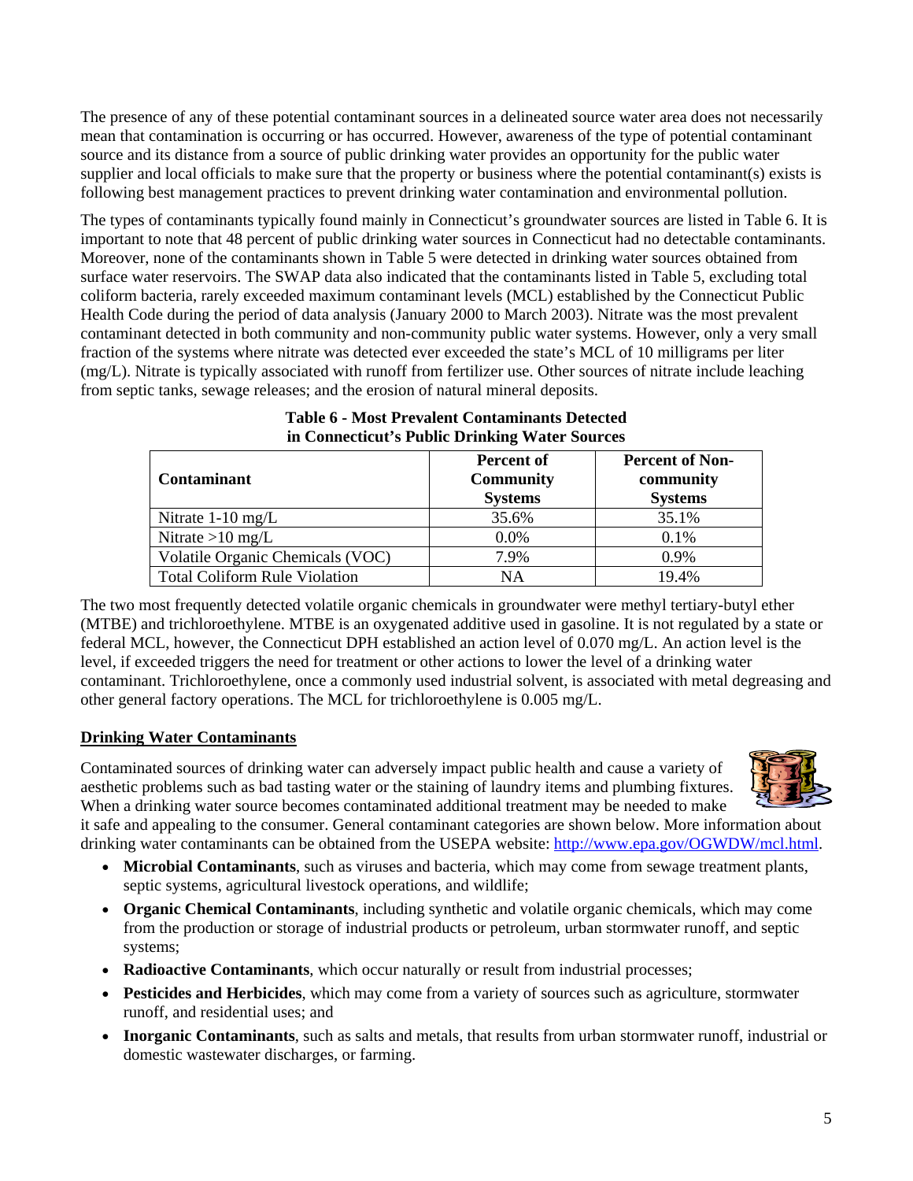The presence of any of these potential contaminant sources in a delineated source water area does not necessarily mean that contamination is occurring or has occurred. However, awareness of the type of potential contaminant source and its distance from a source of public drinking water provides an opportunity for the public water supplier and local officials to make sure that the property or business where the potential contaminant(s) exists is following best management practices to prevent drinking water contamination and environmental pollution.

The types of contaminants typically found mainly in Connecticut's groundwater sources are listed in Table 6. It is important to note that 48 percent of public drinking water sources in Connecticut had no detectable contaminants. Moreover, none of the contaminants shown in Table 5 were detected in drinking water sources obtained from surface water reservoirs. The SWAP data also indicated that the contaminants listed in Table 5, excluding total coliform bacteria, rarely exceeded maximum contaminant levels (MCL) established by the Connecticut Public Health Code during the period of data analysis (January 2000 to March 2003). Nitrate was the most prevalent contaminant detected in both community and non-community public water systems. However, only a very small fraction of the systems where nitrate was detected ever exceeded the state's MCL of 10 milligrams per liter (mg/L). Nitrate is typically associated with runoff from fertilizer use. Other sources of nitrate include leaching from septic tanks, sewage releases; and the erosion of natural mineral deposits.

**Table 6 - Most Prevalent Contaminants Detected in Connecticut's Public Drinking Water Sources**

| Contaminant | Percent of Community Systems | Percent of Non-community Systems |
|---|---|---|
| Nitrate 1-10 mg/L | 35.6% | 35.1% |
| Nitrate >10 mg/L | 0.0% | 0.1% |
| Volatile Organic Chemicals (VOC) | 7.9% | 0.9% |
| Total Coliform Rule Violation | NA | 19.4% |

The two most frequently detected volatile organic chemicals in groundwater were methyl tertiary-butyl ether (MTBE) and trichloroethylene. MTBE is an oxygenated additive used in gasoline. It is not regulated by a state or federal MCL, however, the Connecticut DPH established an action level of 0.070 mg/L. An action level is the level, if exceeded triggers the need for treatment or other actions to lower the level of a drinking water contaminant. Trichloroethylene, once a commonly used industrial solvent, is associated with metal degreasing and other general factory operations. The MCL for trichloroethylene is 0.005 mg/L.

## Drinking Water Contaminants

Contaminated sources of drinking water can adversely impact public health and cause a variety of aesthetic problems such as bad tasting water or the staining of laundry items and plumbing fixtures. When a drinking water source becomes contaminated additional treatment may be needed to make it safe and appealing to the consumer. General contaminant categories are shown below. More information about drinking water contaminants can be obtained from the USEPA website: http://www.epa.gov/OGWDW/mcl.html.

- **Microbial Contaminants**, such as viruses and bacteria, which may come from sewage treatment plants, septic systems, agricultural livestock operations, and wildlife;
- **Organic Chemical Contaminants**, including synthetic and volatile organic chemicals, which may come from the production or storage of industrial products or petroleum, urban stormwater runoff, and septic systems;
- **Radioactive Contaminants**, which occur naturally or result from industrial processes;
- **Pesticides and Herbicides**, which may come from a variety of sources such as agriculture, stormwater runoff, and residential uses; and
- **Inorganic Contaminants**, such as salts and metals, that results from urban stormwater runoff, industrial or domestic wastewater discharges, or farming.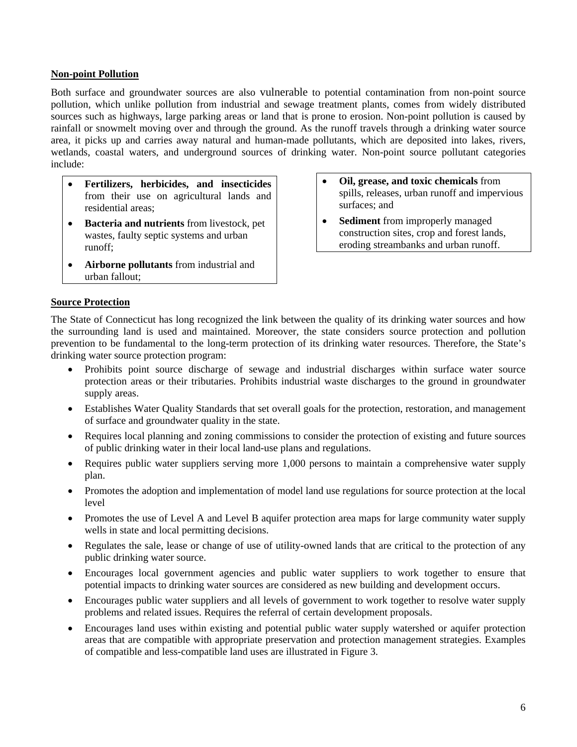**Non-point Pollution**

Both surface and groundwater sources are also vulnerable to potential contamination from non-point source pollution, which unlike pollution from industrial and sewage treatment plants, comes from widely distributed sources such as highways, large parking areas or land that is prone to erosion. Non-point pollution is caused by rainfall or snowmelt moving over and through the ground. As the runoff travels through a drinking water source area, it picks up and carries away natural and human-made pollutants, which are deposited into lakes, rivers, wetlands, coastal waters, and underground sources of drinking water. Non-point source pollutant categories include:

- **Fertilizers, herbicides, and insecticides** from their use on agricultural lands and residential areas;
- **Bacteria and nutrients** from livestock, pet wastes, faulty septic systems and urban runoff;
- **Airborne pollutants** from industrial and urban fallout;
- **Oil, grease, and toxic chemicals** from spills, releases, urban runoff and impervious surfaces; and
- **Sediment** from improperly managed construction sites, crop and forest lands, eroding streambanks and urban runoff.

**Source Protection**

The State of Connecticut has long recognized the link between the quality of its drinking water sources and how the surrounding land is used and maintained. Moreover, the state considers source protection and pollution prevention to be fundamental to the long-term protection of its drinking water resources. Therefore, the State's drinking water source protection program:

- Prohibits point source discharge of sewage and industrial discharges within surface water source protection areas or their tributaries. Prohibits industrial waste discharges to the ground in groundwater supply areas.
- Establishes Water Quality Standards that set overall goals for the protection, restoration, and management of surface and groundwater quality in the state.
- Requires local planning and zoning commissions to consider the protection of existing and future sources of public drinking water in their local land-use plans and regulations.
- Requires public water suppliers serving more 1,000 persons to maintain a comprehensive water supply plan.
- Promotes the adoption and implementation of model land use regulations for source protection at the local level
- Promotes the use of Level A and Level B aquifer protection area maps for large community water supply wells in state and local permitting decisions.
- Regulates the sale, lease or change of use of utility-owned lands that are critical to the protection of any public drinking water source.
- Encourages local government agencies and public water suppliers to work together to ensure that potential impacts to drinking water sources are considered as new building and development occurs.
- Encourages public water suppliers and all levels of government to work together to resolve water supply problems and related issues. Requires the referral of certain development proposals.
- Encourages land uses within existing and potential public water supply watershed or aquifer protection areas that are compatible with appropriate preservation and protection management strategies. Examples of compatible and less-compatible land uses are illustrated in Figure 3.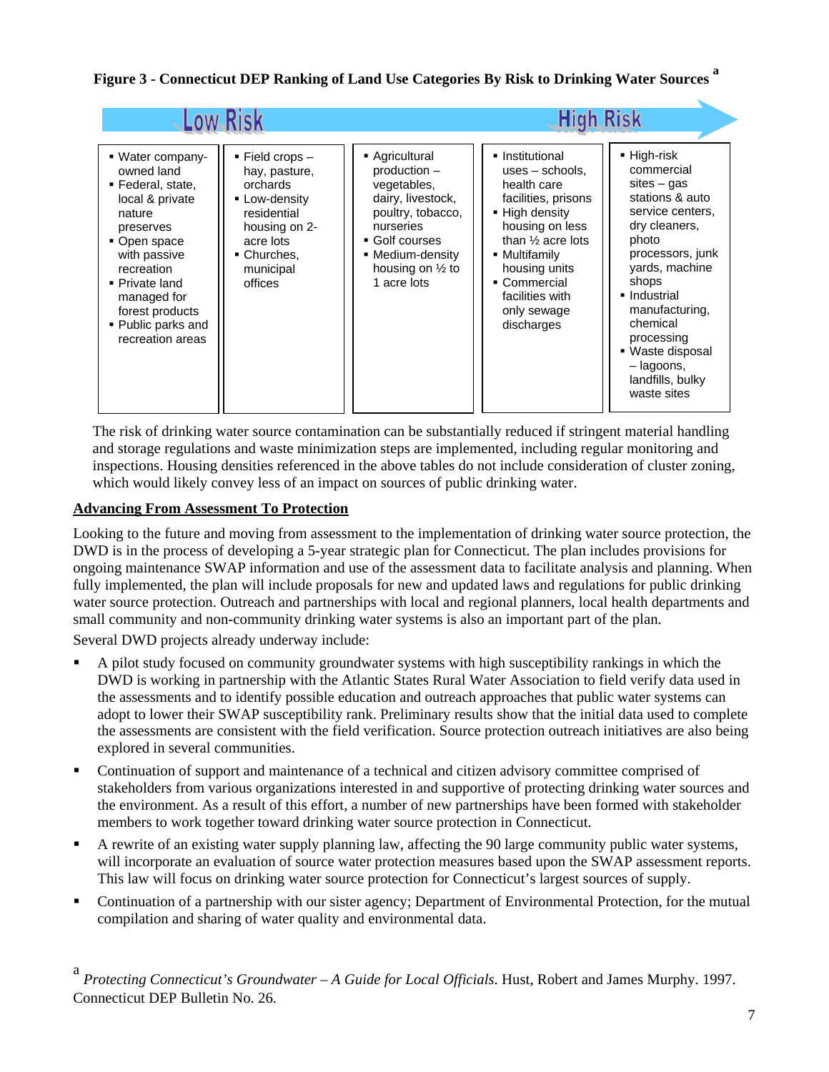**Figure 3 - Connecticut DEP Ranking of Land Use Categories By Risk to Drinking Water Sources** [a]

| Low Risk | | | | High Risk |
|---|---|---|---|---|
| ▪ Water company-owned land<br>▪ Federal, state, local & private nature preserves<br>▪ Open space with passive recreation<br>▪ Private land managed for forest products<br>▪ Public parks and recreation areas | ▪ Field crops – hay, pasture, orchards<br>▪ Low-density residential housing on 2-acre lots<br>▪ Churches, municipal offices | ▪ Agricultural production – vegetables, dairy, livestock, poultry, tobacco, nurseries<br>▪ Golf courses<br>▪ Medium-density housing on ½ to 1 acre lots | ▪ Institutional uses – schools, health care facilities, prisons<br>▪ High density housing on less than ½ acre lots<br>▪ Multifamily housing units<br>▪ Commercial facilities with only sewage discharges | ▪ High-risk commercial sites – gas stations & auto service centers, dry cleaners, photo processors, junk yards, machine shops<br>▪ Industrial manufacturing, chemical processing<br>▪ Waste disposal – lagoons, landfills, bulky waste sites |

The risk of drinking water source contamination can be substantially reduced if stringent material handling and storage regulations and waste minimization steps are implemented, including regular monitoring and inspections. Housing densities referenced in the above tables do not include consideration of cluster zoning, which would likely convey less of an impact on sources of public drinking water.

## Advancing From Assessment To Protection

Looking to the future and moving from assessment to the implementation of drinking water source protection, the DWD is in the process of developing a 5-year strategic plan for Connecticut. The plan includes provisions for ongoing maintenance SWAP information and use of the assessment data to facilitate analysis and planning. When fully implemented, the plan will include proposals for new and updated laws and regulations for public drinking water source protection. Outreach and partnerships with local and regional planners, local health departments and small community and non-community drinking water systems is also an important part of the plan.

Several DWD projects already underway include:

- A pilot study focused on community groundwater systems with high susceptibility rankings in which the DWD is working in partnership with the Atlantic States Rural Water Association to field verify data used in the assessments and to identify possible education and outreach approaches that public water systems can adopt to lower their SWAP susceptibility rank. Preliminary results show that the initial data used to complete the assessments are consistent with the field verification. Source protection outreach initiatives are also being explored in several communities.
- Continuation of support and maintenance of a technical and citizen advisory committee comprised of stakeholders from various organizations interested in and supportive of protecting drinking water sources and the environment. As a result of this effort, a number of new partnerships have been formed with stakeholder members to work together toward drinking water source protection in Connecticut.
- A rewrite of an existing water supply planning law, affecting the 90 large community public water systems, will incorporate an evaluation of source water protection measures based upon the SWAP assessment reports. This law will focus on drinking water source protection for Connecticut's largest sources of supply.
- Continuation of a partnership with our sister agency; Department of Environmental Protection, for the mutual compilation and sharing of water quality and environmental data.

[a] *Protecting Connecticut's Groundwater – A Guide for Local Officials*. Hust, Robert and James Murphy. 1997. Connecticut DEP Bulletin No. 26.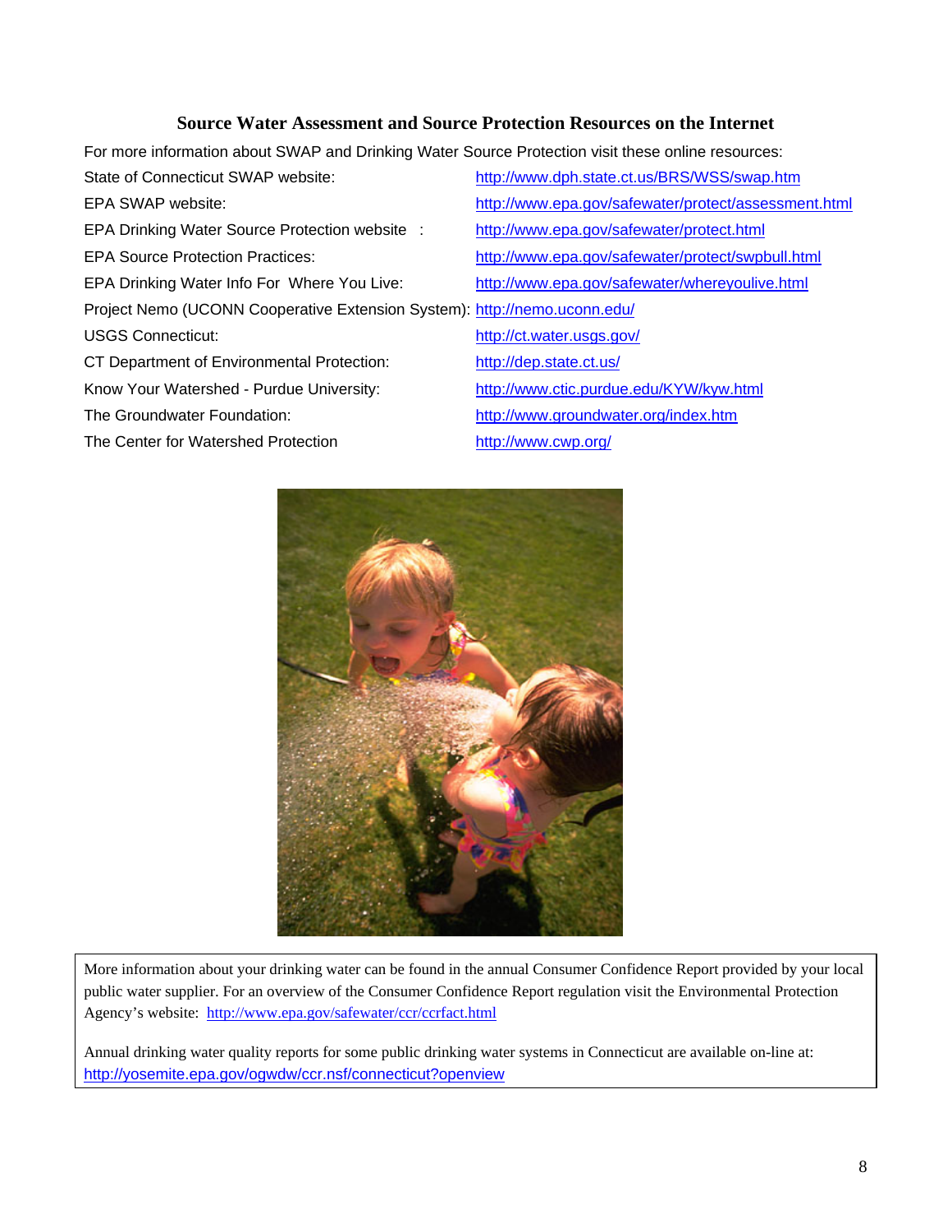### Source Water Assessment and Source Protection Resources on the Internet

For more information about SWAP and Drinking Water Source Protection visit these online resources:

| | |
|---|---|
| State of Connecticut SWAP website: | http://www.dph.state.ct.us/BRS/WSS/swap.htm |
| EPA SWAP website: | http://www.epa.gov/safewater/protect/assessment.html |
| EPA Drinking Water Source Protection website : | http://www.epa.gov/safewater/protect.html |
| EPA Source Protection Practices: | http://www.epa.gov/safewater/protect/swpbull.html |
| EPA Drinking Water Info For Where You Live: | http://www.epa.gov/safewater/whereyoulive.html |
| Project Nemo (UCONN Cooperative Extension System): | http://nemo.uconn.edu/ |
| USGS Connecticut: | http://ct.water.usgs.gov/ |
| CT Department of Environmental Protection: | http://dep.state.ct.us/ |
| Know Your Watershed - Purdue University: | http://www.ctic.purdue.edu/KYW/kyw.html |
| The Groundwater Foundation: | http://www.groundwater.org/index.htm |
| The Center for Watershed Protection | http://www.cwp.org/ |

More information about your drinking water can be found in the annual Consumer Confidence Report provided by your local public water supplier. For an overview of the Consumer Confidence Report regulation visit the Environmental Protection Agency's website: http://www.epa.gov/safewater/ccr/ccrfact.html

Annual drinking water quality reports for some public drinking water systems in Connecticut are available on-line at: http://yosemite.epa.gov/ogwdw/ccr.nsf/connecticut?openview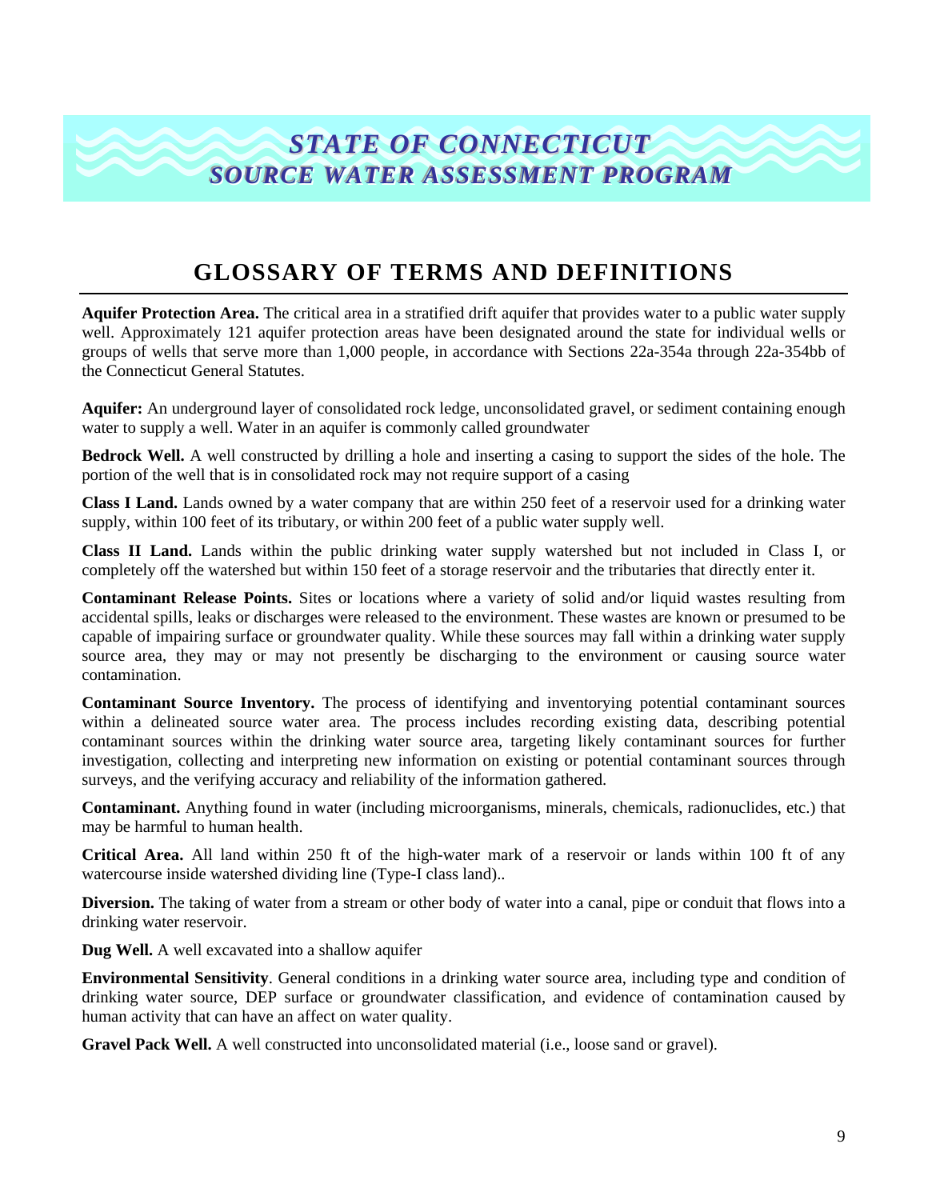# STATE OF CONNECTICUT
# SOURCE WATER ASSESSMENT PROGRAM

## GLOSSARY OF TERMS AND DEFINITIONS

**Aquifer Protection Area.** The critical area in a stratified drift aquifer that provides water to a public water supply well. Approximately 121 aquifer protection areas have been designated around the state for individual wells or groups of wells that serve more than 1,000 people, in accordance with Sections 22a-354a through 22a-354bb of the Connecticut General Statutes.

**Aquifer:** An underground layer of consolidated rock ledge, unconsolidated gravel, or sediment containing enough water to supply a well. Water in an aquifer is commonly called groundwater

**Bedrock Well.** A well constructed by drilling a hole and inserting a casing to support the sides of the hole. The portion of the well that is in consolidated rock may not require support of a casing

**Class I Land.** Lands owned by a water company that are within 250 feet of a reservoir used for a drinking water supply, within 100 feet of its tributary, or within 200 feet of a public water supply well.

**Class II Land.** Lands within the public drinking water supply watershed but not included in Class I, or completely off the watershed but within 150 feet of a storage reservoir and the tributaries that directly enter it.

**Contaminant Release Points.** Sites or locations where a variety of solid and/or liquid wastes resulting from accidental spills, leaks or discharges were released to the environment. These wastes are known or presumed to be capable of impairing surface or groundwater quality. While these sources may fall within a drinking water supply source area, they may or may not presently be discharging to the environment or causing source water contamination.

**Contaminant Source Inventory.** The process of identifying and inventorying potential contaminant sources within a delineated source water area. The process includes recording existing data, describing potential contaminant sources within the drinking water source area, targeting likely contaminant sources for further investigation, collecting and interpreting new information on existing or potential contaminant sources through surveys, and the verifying accuracy and reliability of the information gathered.

**Contaminant.** Anything found in water (including microorganisms, minerals, chemicals, radionuclides, etc.) that may be harmful to human health.

**Critical Area.** All land within 250 ft of the high-water mark of a reservoir or lands within 100 ft of any watercourse inside watershed dividing line (Type-I class land)..

**Diversion.** The taking of water from a stream or other body of water into a canal, pipe or conduit that flows into a drinking water reservoir.

**Dug Well.** A well excavated into a shallow aquifer

**Environmental Sensitivity**. General conditions in a drinking water source area, including type and condition of drinking water source, DEP surface or groundwater classification, and evidence of contamination caused by human activity that can have an affect on water quality.

**Gravel Pack Well.** A well constructed into unconsolidated material (i.e., loose sand or gravel).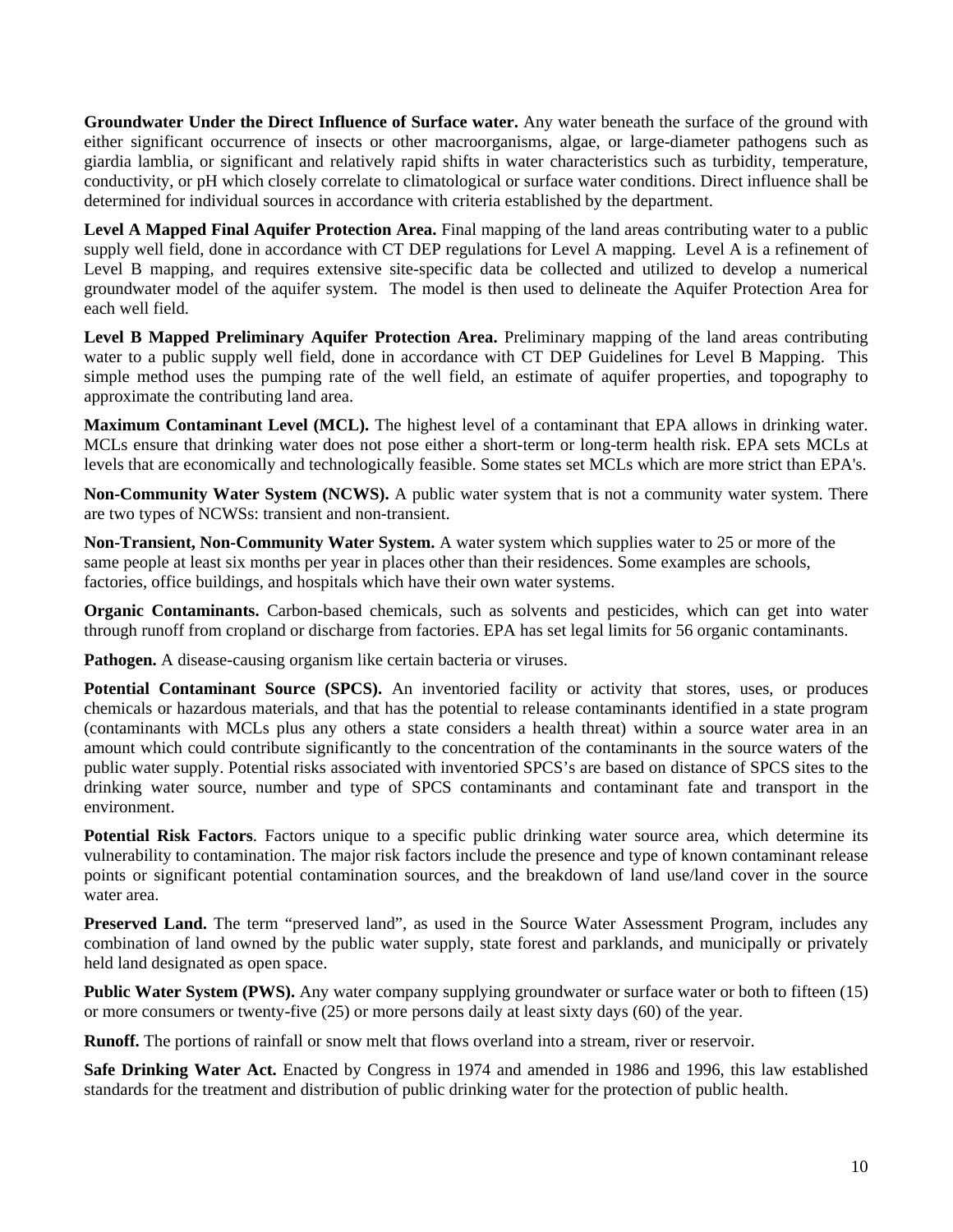**Groundwater Under the Direct Influence of Surface water.** Any water beneath the surface of the ground with either significant occurrence of insects or other macroorganisms, algae, or large-diameter pathogens such as giardia lamblia, or significant and relatively rapid shifts in water characteristics such as turbidity, temperature, conductivity, or pH which closely correlate to climatological or surface water conditions. Direct influence shall be determined for individual sources in accordance with criteria established by the department.

**Level A Mapped Final Aquifer Protection Area.** Final mapping of the land areas contributing water to a public supply well field, done in accordance with CT DEP regulations for Level A mapping. Level A is a refinement of Level B mapping, and requires extensive site-specific data be collected and utilized to develop a numerical groundwater model of the aquifer system. The model is then used to delineate the Aquifer Protection Area for each well field.

**Level B Mapped Preliminary Aquifer Protection Area.** Preliminary mapping of the land areas contributing water to a public supply well field, done in accordance with CT DEP Guidelines for Level B Mapping. This simple method uses the pumping rate of the well field, an estimate of aquifer properties, and topography to approximate the contributing land area.

**Maximum Contaminant Level (MCL).** The highest level of a contaminant that EPA allows in drinking water. MCLs ensure that drinking water does not pose either a short-term or long-term health risk. EPA sets MCLs at levels that are economically and technologically feasible. Some states set MCLs which are more strict than EPA's.

**Non-Community Water System (NCWS).** A public water system that is not a community water system. There are two types of NCWSs: transient and non-transient.

**Non-Transient, Non-Community Water System.** A water system which supplies water to 25 or more of the same people at least six months per year in places other than their residences. Some examples are schools, factories, office buildings, and hospitals which have their own water systems.

**Organic Contaminants.** Carbon-based chemicals, such as solvents and pesticides, which can get into water through runoff from cropland or discharge from factories. EPA has set legal limits for 56 organic contaminants.

**Pathogen.** A disease-causing organism like certain bacteria or viruses.

**Potential Contaminant Source (SPCS).** An inventoried facility or activity that stores, uses, or produces chemicals or hazardous materials, and that has the potential to release contaminants identified in a state program (contaminants with MCLs plus any others a state considers a health threat) within a source water area in an amount which could contribute significantly to the concentration of the contaminants in the source waters of the public water supply. Potential risks associated with inventoried SPCS's are based on distance of SPCS sites to the drinking water source, number and type of SPCS contaminants and contaminant fate and transport in the environment.

**Potential Risk Factors**. Factors unique to a specific public drinking water source area, which determine its vulnerability to contamination. The major risk factors include the presence and type of known contaminant release points or significant potential contamination sources, and the breakdown of land use/land cover in the source water area.

**Preserved Land.** The term "preserved land", as used in the Source Water Assessment Program, includes any combination of land owned by the public water supply, state forest and parklands, and municipally or privately held land designated as open space.

**Public Water System (PWS).** Any water company supplying groundwater or surface water or both to fifteen (15) or more consumers or twenty-five (25) or more persons daily at least sixty days (60) of the year.

**Runoff.** The portions of rainfall or snow melt that flows overland into a stream, river or reservoir.

**Safe Drinking Water Act.** Enacted by Congress in 1974 and amended in 1986 and 1996, this law established standards for the treatment and distribution of public drinking water for the protection of public health.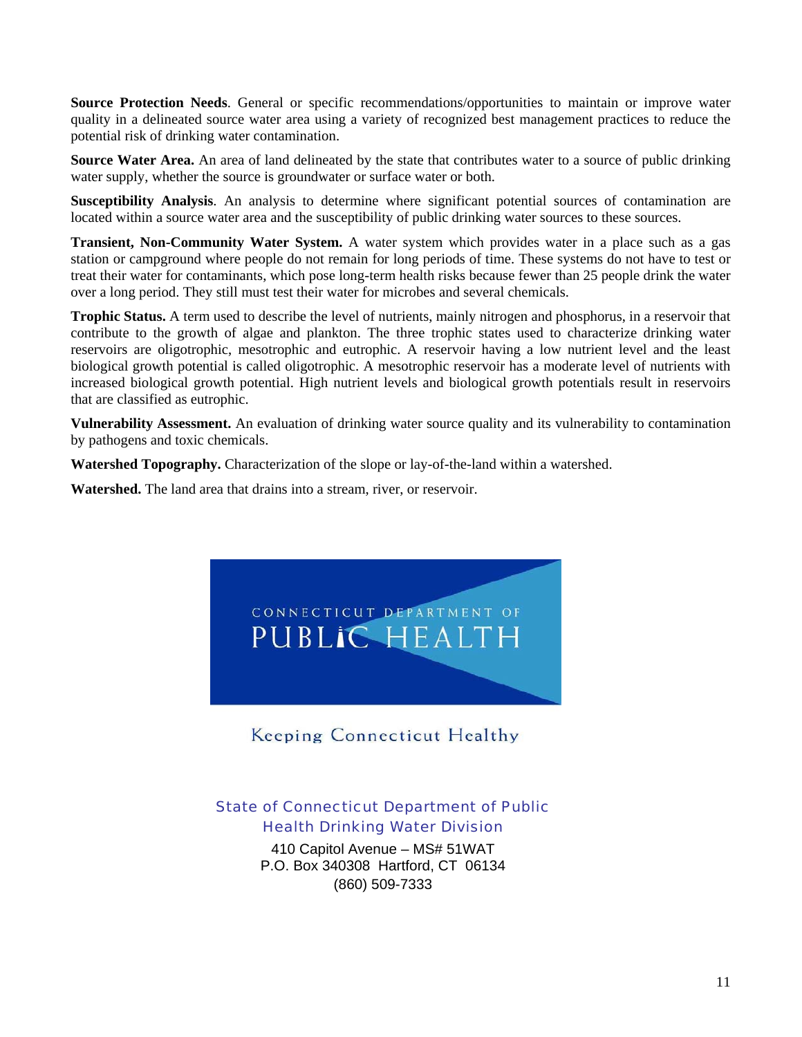**Source Protection Needs**. General or specific recommendations/opportunities to maintain or improve water quality in a delineated source water area using a variety of recognized best management practices to reduce the potential risk of drinking water contamination.

**Source Water Area.** An area of land delineated by the state that contributes water to a source of public drinking water supply, whether the source is groundwater or surface water or both.

**Susceptibility Analysis**. An analysis to determine where significant potential sources of contamination are located within a source water area and the susceptibility of public drinking water sources to these sources.

**Transient, Non-Community Water System.** A water system which provides water in a place such as a gas station or campground where people do not remain for long periods of time. These systems do not have to test or treat their water for contaminants, which pose long-term health risks because fewer than 25 people drink the water over a long period. They still must test their water for microbes and several chemicals.

**Trophic Status.** A term used to describe the level of nutrients, mainly nitrogen and phosphorus, in a reservoir that contribute to the growth of algae and plankton. The three trophic states used to characterize drinking water reservoirs are oligotrophic, mesotrophic and eutrophic. A reservoir having a low nutrient level and the least biological growth potential is called oligotrophic. A mesotrophic reservoir has a moderate level of nutrients with increased biological growth potential. High nutrient levels and biological growth potentials result in reservoirs that are classified as eutrophic.

**Vulnerability Assessment.** An evaluation of drinking water source quality and its vulnerability to contamination by pathogens and toxic chemicals.

**Watershed Topography.** Characterization of the slope or lay-of-the-land within a watershed.

**Watershed.** The land area that drains into a stream, river, or reservoir.

CONNECTICUT DEPARTMENT OF
PUBLIC HEALTH

Keeping Connecticut Healthy

State of Connecticut Department of Public Health Drinking Water Division

410 Capitol Avenue – MS# 51WAT
P.O. Box 340308 Hartford, CT 06134
(860) 509-7333